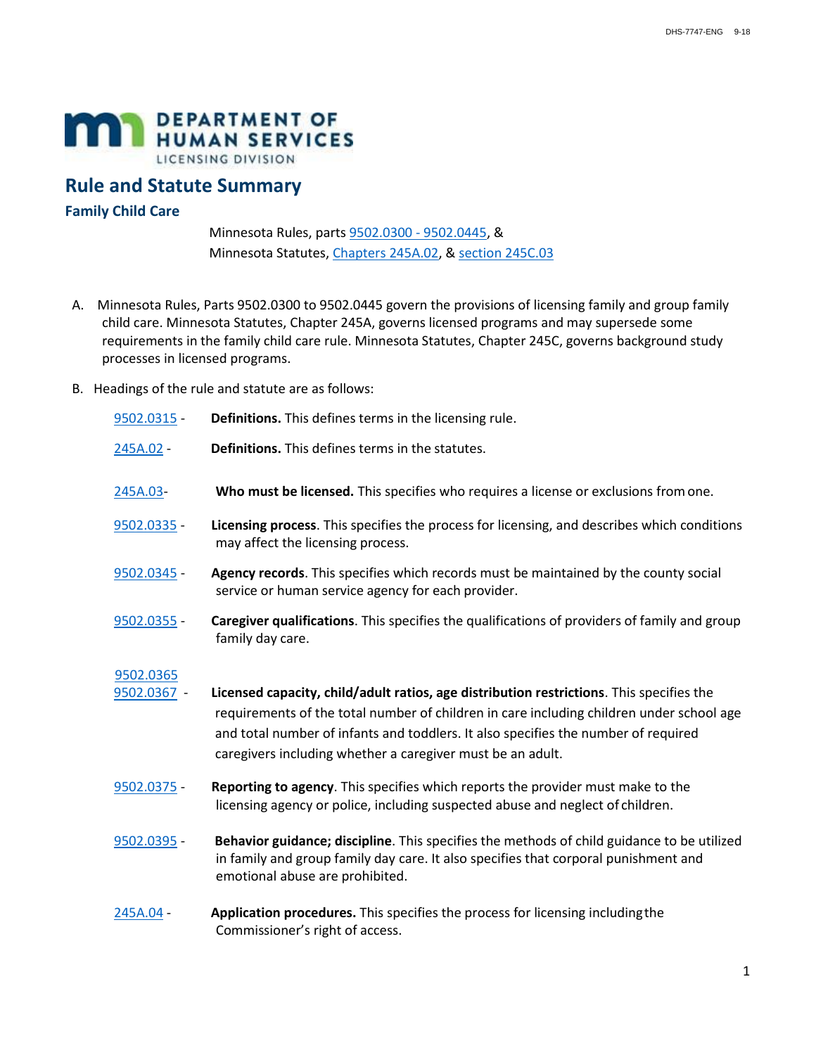DEPARTMENT OF HUMAN SERVICES
LICENSING DIVISION

# Rule and Statute Summary

## Family Child Care

Minnesota Rules, parts 9502.0300 - 9502.0445, &
Minnesota Statutes, Chapters 245A.02, & section 245C.03

A. Minnesota Rules, Parts 9502.0300 to 9502.0445 govern the provisions of licensing family and group family child care. Minnesota Statutes, Chapter 245A, governs licensed programs and may supersede some requirements in the family child care rule. Minnesota Statutes, Chapter 245C, governs background study processes in licensed programs.

B. Headings of the rule and statute are as follows:

9502.0315 - **Definitions.** This defines terms in the licensing rule.

245A.02 - **Definitions.** This defines terms in the statutes.

245A.03- **Who must be licensed.** This specifies who requires a license or exclusions from one.

9502.0335 - **Licensing process**. This specifies the process for licensing, and describes which conditions may affect the licensing process.

9502.0345 - **Agency records**. This specifies which records must be maintained by the county social service or human service agency for each provider.

9502.0355 - **Caregiver qualifications**. This specifies the qualifications of providers of family and group family day care.

9502.0365
9502.0367 - **Licensed capacity, child/adult ratios, age distribution restrictions**. This specifies the requirements of the total number of children in care including children under school age and total number of infants and toddlers. It also specifies the number of required caregivers including whether a caregiver must be an adult.

9502.0375 - **Reporting to agency**. This specifies which reports the provider must make to the licensing agency or police, including suspected abuse and neglect of children.

9502.0395 - **Behavior guidance; discipline**. This specifies the methods of child guidance to be utilized in family and group family day care. It also specifies that corporal punishment and emotional abuse are prohibited.

245A.04 - **Application procedures.** This specifies the process for licensing including the Commissioner's right of access.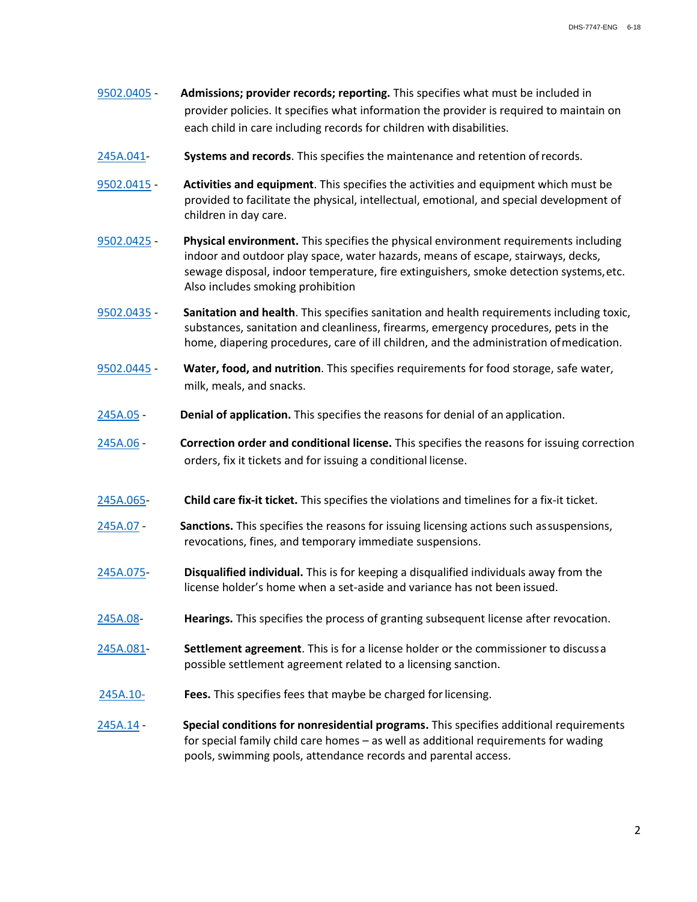9502.0405 - **Admissions; provider records; reporting.** This specifies what must be included in provider policies. It specifies what information the provider is required to maintain on each child in care including records for children with disabilities.

245A.041- **Systems and records**. This specifies the maintenance and retention of records.

9502.0415 - **Activities and equipment**. This specifies the activities and equipment which must be provided to facilitate the physical, intellectual, emotional, and special development of children in day care.

9502.0425 - **Physical environment.** This specifies the physical environment requirements including indoor and outdoor play space, water hazards, means of escape, stairways, decks, sewage disposal, indoor temperature, fire extinguishers, smoke detection systems, etc. Also includes smoking prohibition

9502.0435 - **Sanitation and health**. This specifies sanitation and health requirements including toxic, substances, sanitation and cleanliness, firearms, emergency procedures, pets in the home, diapering procedures, care of ill children, and the administration of medication.

9502.0445 - **Water, food, and nutrition**. This specifies requirements for food storage, safe water, milk, meals, and snacks.

245A.05 - **Denial of application.** This specifies the reasons for denial of an application.

245A.06 - **Correction order and conditional license.** This specifies the reasons for issuing correction orders, fix it tickets and for issuing a conditional license.

245A.065- **Child care fix-it ticket.** This specifies the violations and timelines for a fix-it ticket.

245A.07 - **Sanctions.** This specifies the reasons for issuing licensing actions such as suspensions, revocations, fines, and temporary immediate suspensions.

245A.075- **Disqualified individual.** This is for keeping a disqualified individuals away from the license holder's home when a set-aside and variance has not been issued.

245A.08- **Hearings.** This specifies the process of granting subsequent license after revocation.

245A.081- **Settlement agreement**. This is for a license holder or the commissioner to discuss a possible settlement agreement related to a licensing sanction.

245A.10- **Fees.** This specifies fees that maybe be charged for licensing.

245A.14 - **Special conditions for nonresidential programs.** This specifies additional requirements for special family child care homes – as well as additional requirements for wading pools, swimming pools, attendance records and parental access.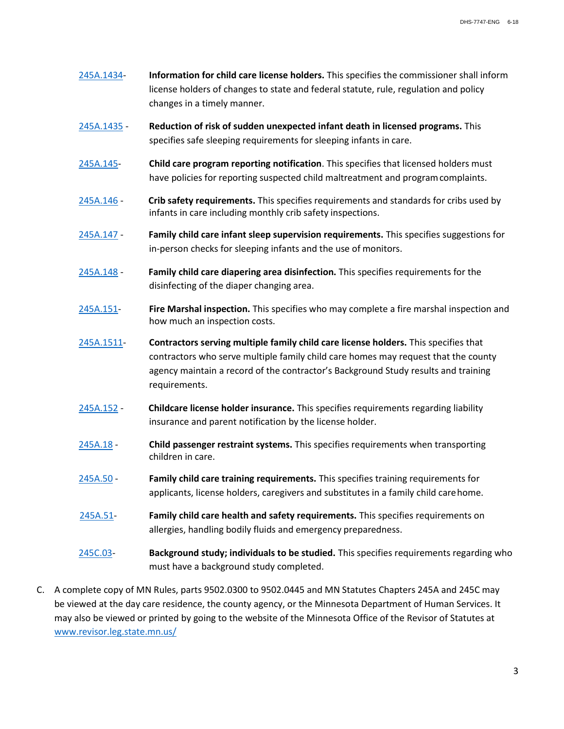245A.1434- **Information for child care license holders.** This specifies the commissioner shall inform license holders of changes to state and federal statute, rule, regulation and policy changes in a timely manner.

245A.1435 - **Reduction of risk of sudden unexpected infant death in licensed programs.** This specifies safe sleeping requirements for sleeping infants in care.

245A.145- **Child care program reporting notification**. This specifies that licensed holders must have policies for reporting suspected child maltreatment and program complaints.

245A.146 - **Crib safety requirements.** This specifies requirements and standards for cribs used by infants in care including monthly crib safety inspections.

245A.147 - **Family child care infant sleep supervision requirements.** This specifies suggestions for in-person checks for sleeping infants and the use of monitors.

245A.148 - **Family child care diapering area disinfection.** This specifies requirements for the disinfecting of the diaper changing area.

245A.151- **Fire Marshal inspection.** This specifies who may complete a fire marshal inspection and how much an inspection costs.

245A.1511- **Contractors serving multiple family child care license holders.** This specifies that contractors who serve multiple family child care homes may request that the county agency maintain a record of the contractor's Background Study results and training requirements.

245A.152 - **Childcare license holder insurance.** This specifies requirements regarding liability insurance and parent notification by the license holder.

245A.18 - **Child passenger restraint systems.** This specifies requirements when transporting children in care.

245A.50 - **Family child care training requirements.** This specifies training requirements for applicants, license holders, caregivers and substitutes in a family child care home.

245A.51- **Family child care health and safety requirements.** This specifies requirements on allergies, handling bodily fluids and emergency preparedness.

245C.03- **Background study; individuals to be studied.** This specifies requirements regarding who must have a background study completed.

C. A complete copy of MN Rules, parts 9502.0300 to 9502.0445 and MN Statutes Chapters 245A and 245C may be viewed at the day care residence, the county agency, or the Minnesota Department of Human Services. It may also be viewed or printed by going to the website of the Minnesota Office of the Revisor of Statutes at www.revisor.leg.state.mn.us/